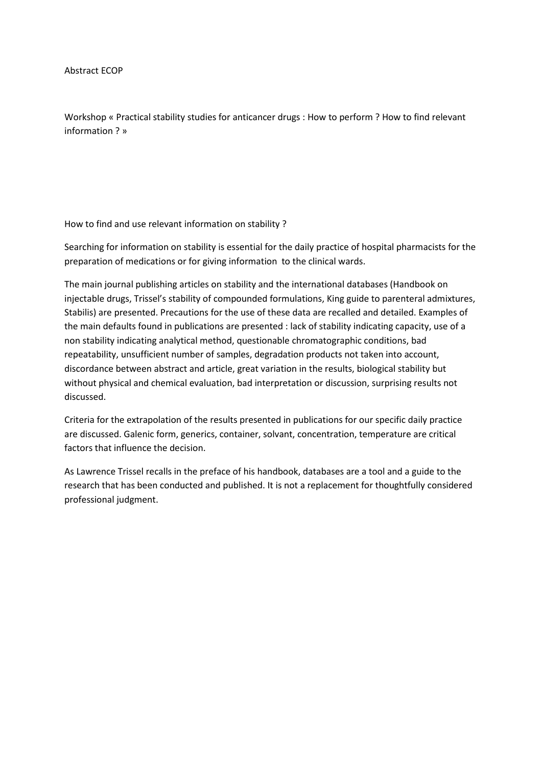Abstract ECOP

Workshop « Practical stability studies for anticancer drugs : How to perform ? How to find relevant information ? »

How to find and use relevant information on stability ?

Searching for information on stability is essential for the daily practice of hospital pharmacists for the preparation of medications or for giving information to the clinical wards.

The main journal publishing articles on stability and the international databases (Handbook on injectable drugs, Trissel's stability of compounded formulations, King guide to parenteral admixtures, Stabilis) are presented. Precautions for the use of these data are recalled and detailed. Examples of the main defaults found in publications are presented : lack of stability indicating capacity, use of a non stability indicating analytical method, questionable chromatographic conditions, bad repeatability, unsufficient number of samples, degradation products not taken into account, discordance between abstract and article, great variation in the results, biological stability but without physical and chemical evaluation, bad interpretation or discussion, surprising results not discussed.

Criteria for the extrapolation of the results presented in publications for our specific daily practice are discussed. Galenic form, generics, container, solvant, concentration, temperature are critical factors that influence the decision.

As Lawrence Trissel recalls in the preface of his handbook, databases are a tool and a guide to the research that has been conducted and published. It is not a replacement for thoughtfully considered professional judgment.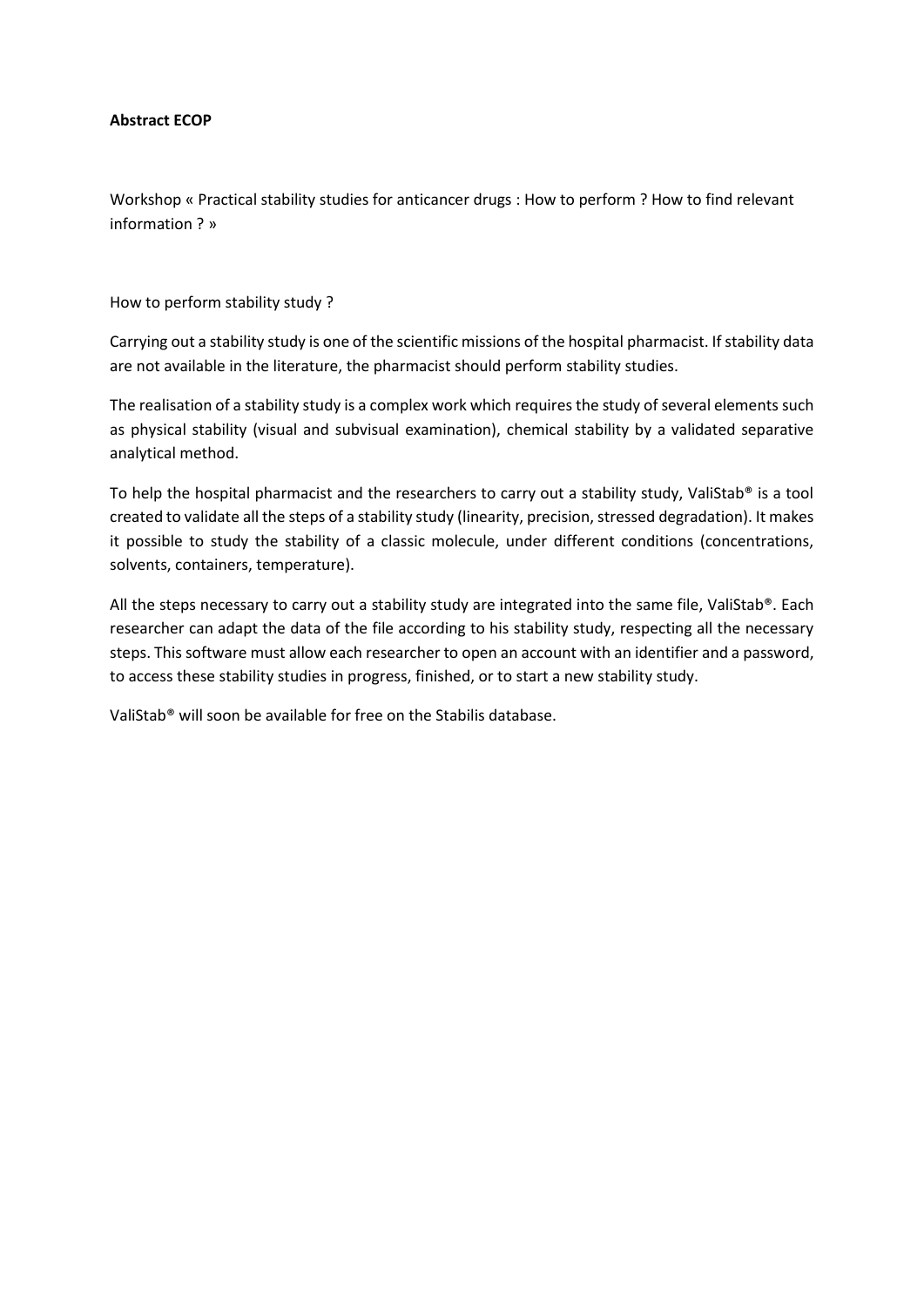**Abstract ECOP**

Workshop « Practical stability studies for anticancer drugs : How to perform ? How to find relevant information ? »

How to perform stability study ?

Carrying out a stability study is one of the scientific missions of the hospital pharmacist. If stability data are not available in the literature, the pharmacist should perform stability studies.

The realisation of a stability study is a complex work which requires the study of several elements such as physical stability (visual and subvisual examination), chemical stability by a validated separative analytical method.

To help the hospital pharmacist and the researchers to carry out a stability study, ValiStab® is a tool created to validate all the steps of a stability study (linearity, precision, stressed degradation). It makes it possible to study the stability of a classic molecule, under different conditions (concentrations, solvents, containers, temperature).

All the steps necessary to carry out a stability study are integrated into the same file, ValiStab®. Each researcher can adapt the data of the file according to his stability study, respecting all the necessary steps. This software must allow each researcher to open an account with an identifier and a password, to access these stability studies in progress, finished, or to start a new stability study.

ValiStab® will soon be available for free on the Stabilis database.